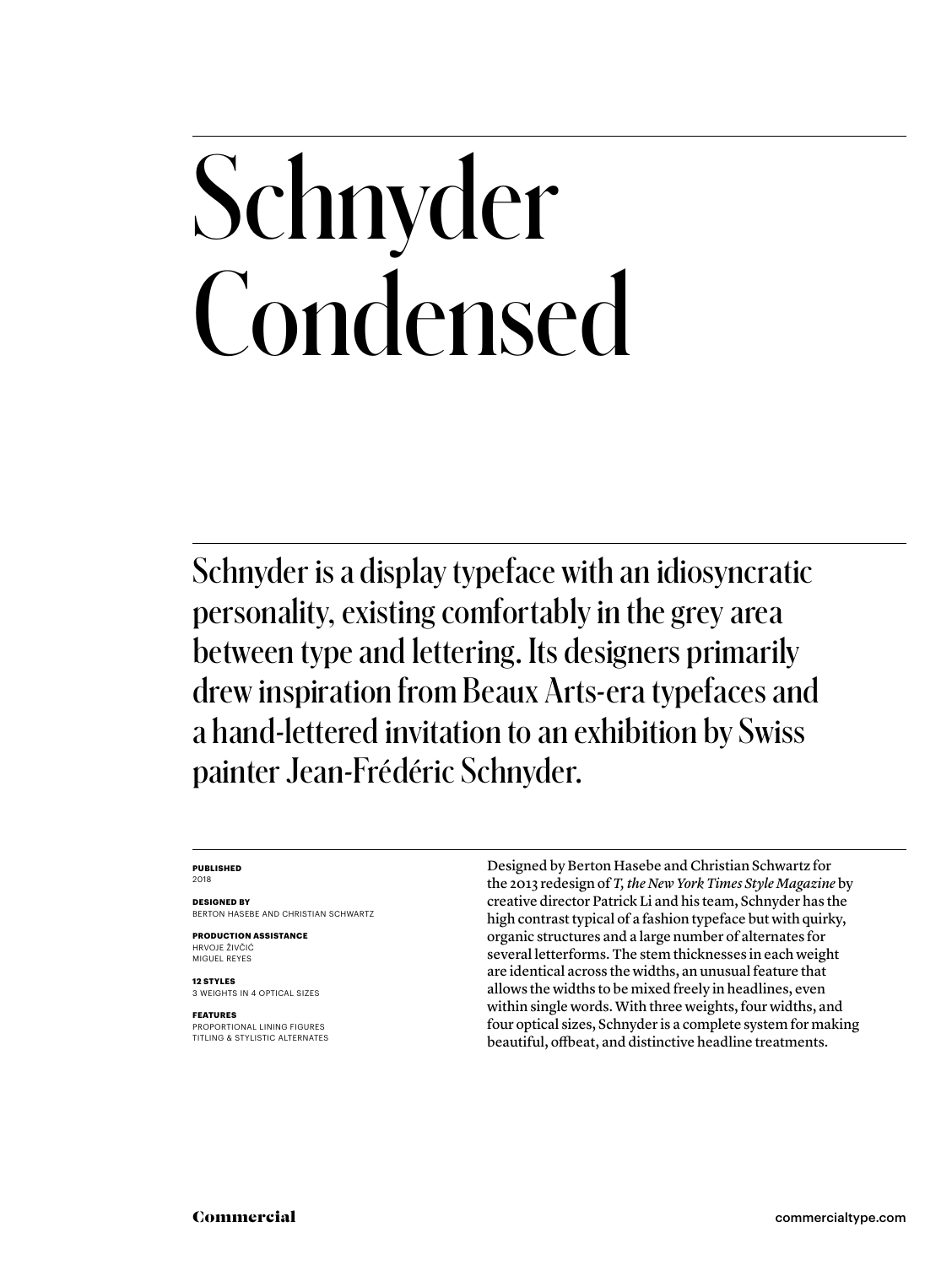# Schnyder Condensed

Schnyder is a display typeface with an idiosyncratic personality, existing comfortably in the grey area between type and lettering. Its designers primarily drew inspiration from Beaux Arts-era typefaces and a hand-lettered invitation to an exhibition by Swiss painter Jean-Frédéric Schnyder.

**PUBLISHED**
2018

**DESIGNED BY**
BERTON HASEBE AND CHRISTIAN SCHWARTZ

**PRODUCTION ASSISTANCE**
HRVOJE ŽIVČIĆ
MIGUEL REYES

**12 STYLES**
3 WEIGHTS IN 4 OPTICAL SIZES

**FEATURES**
PROPORTIONAL LINING FIGURES
TITLING & STYLISTIC ALTERNATES

Designed by Berton Hasebe and Christian Schwartz for the 2013 redesign of *T, the New York Times Style Magazine* by creative director Patrick Li and his team, Schnyder has the high contrast typical of a fashion typeface but with quirky, organic structures and a large number of alternates for several letterforms. The stem thicknesses in each weight are identical across the widths, an unusual feature that allows the widths to be mixed freely in headlines, even within single words. With three weights, four widths, and four optical sizes, Schnyder is a complete system for making beautiful, offbeat, and distinctive headline treatments.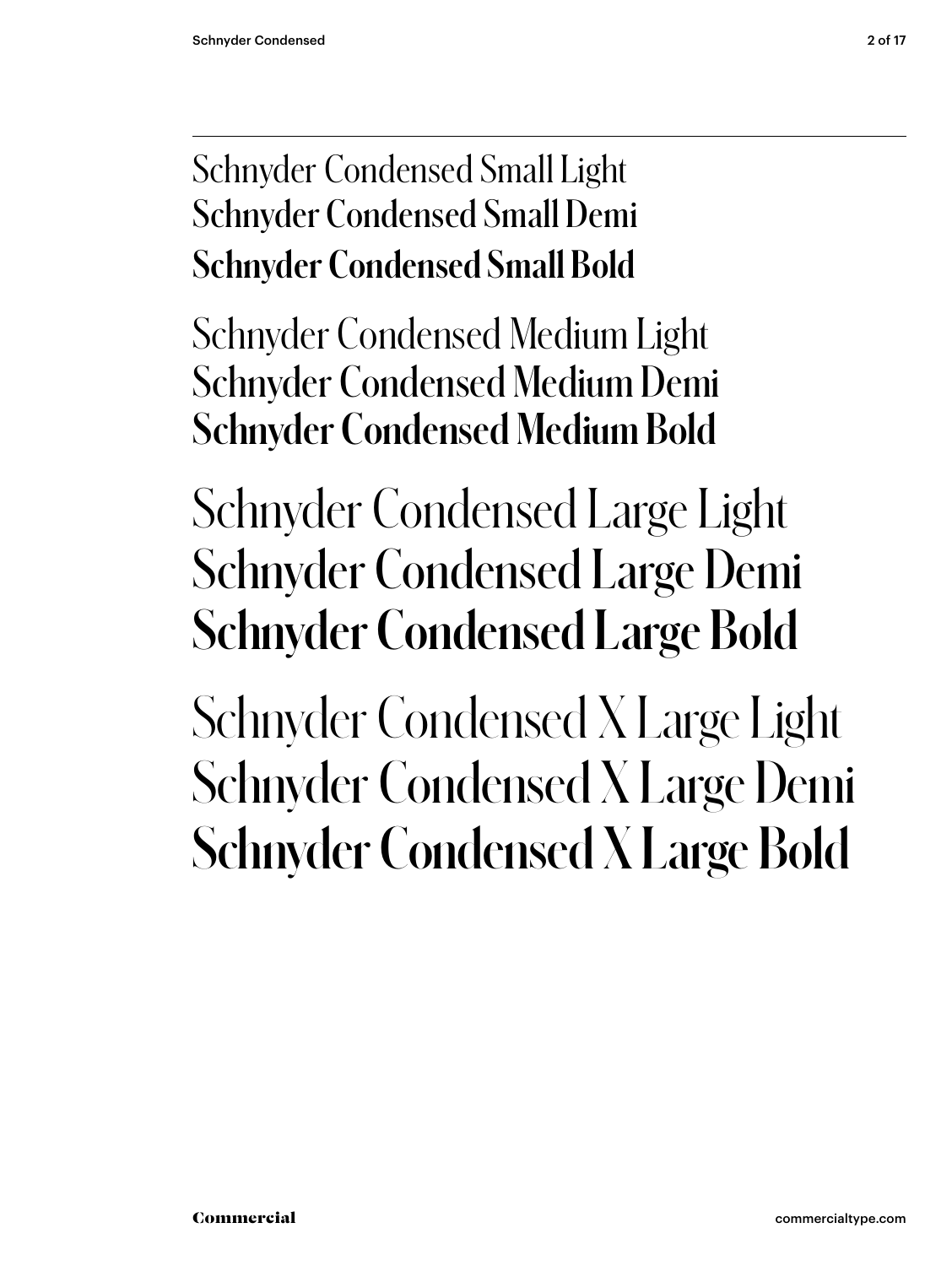Schnyder Condensed Small Light
**Schnyder Condensed Small Demi**
**Schnyder Condensed Small Bold**

Schnyder Condensed Medium Light
**Schnyder Condensed Medium Demi**
**Schnyder Condensed Medium Bold**

Schnyder Condensed Large Light
**Schnyder Condensed Large Demi**
**Schnyder Condensed Large Bold**

Schnyder Condensed X Large Light
**Schnyder Condensed X Large Demi**
**Schnyder Condensed X Large Bold**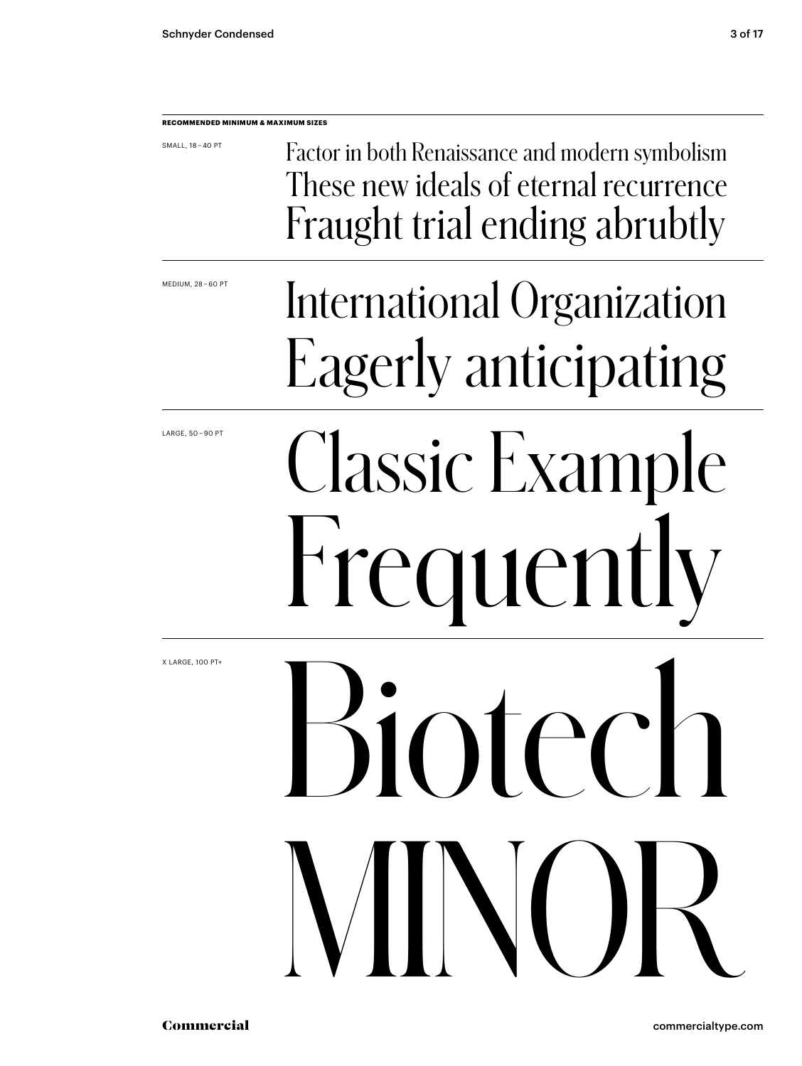**RECOMMENDED MINIMUM & MAXIMUM SIZES**

SMALL, 18 – 40 PT

Factor in both Renaissance and modern symbolism
These new ideals of eternal recurrence
Fraught trial ending abrubtly

MEDIUM, 28 – 60 PT

International Organization
Eagerly anticipating

LARGE, 50 – 90 PT

Classic Example
Frequently

X LARGE, 100 PT+

Biotech
MINOR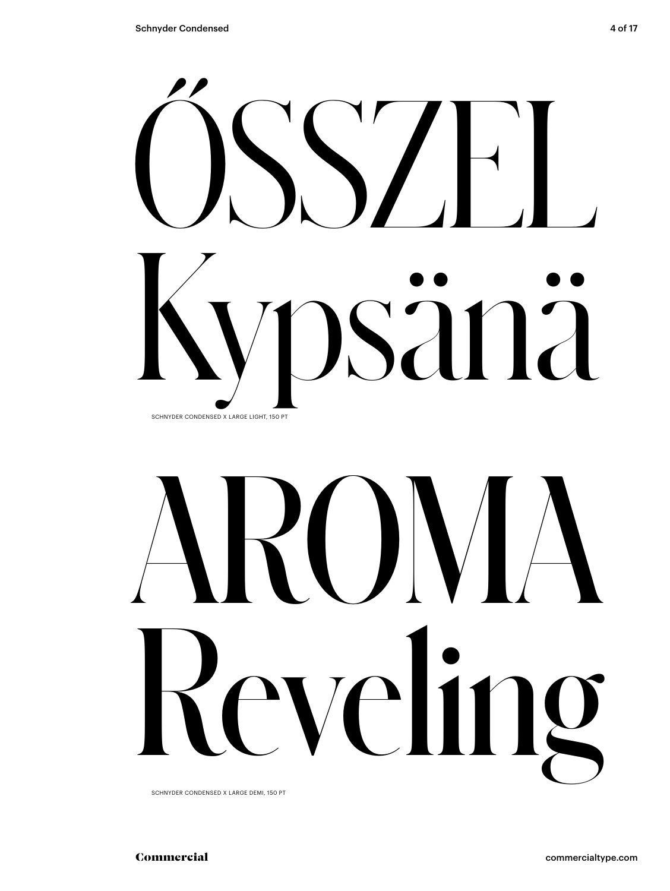ŐSSZEL
Kypsänä

SCHNYDER CONDENSED X LARGE LIGHT, 150 PT

AROMA
Reveling

SCHNYDER CONDENSED X LARGE DEMI, 150 PT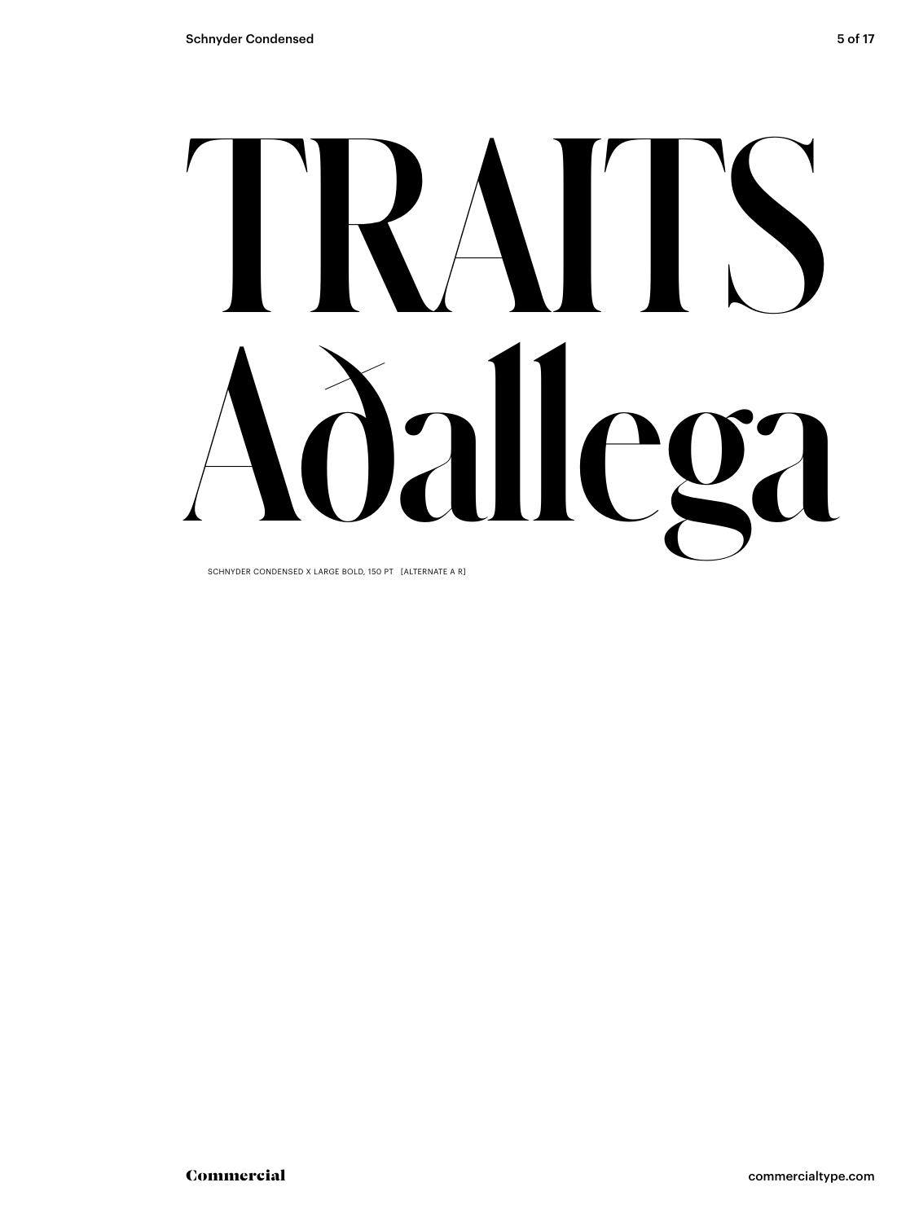# TRAITS Aðallega

SCHNYDER CONDENSED X LARGE BOLD, 150 PT [ALTERNATE A R]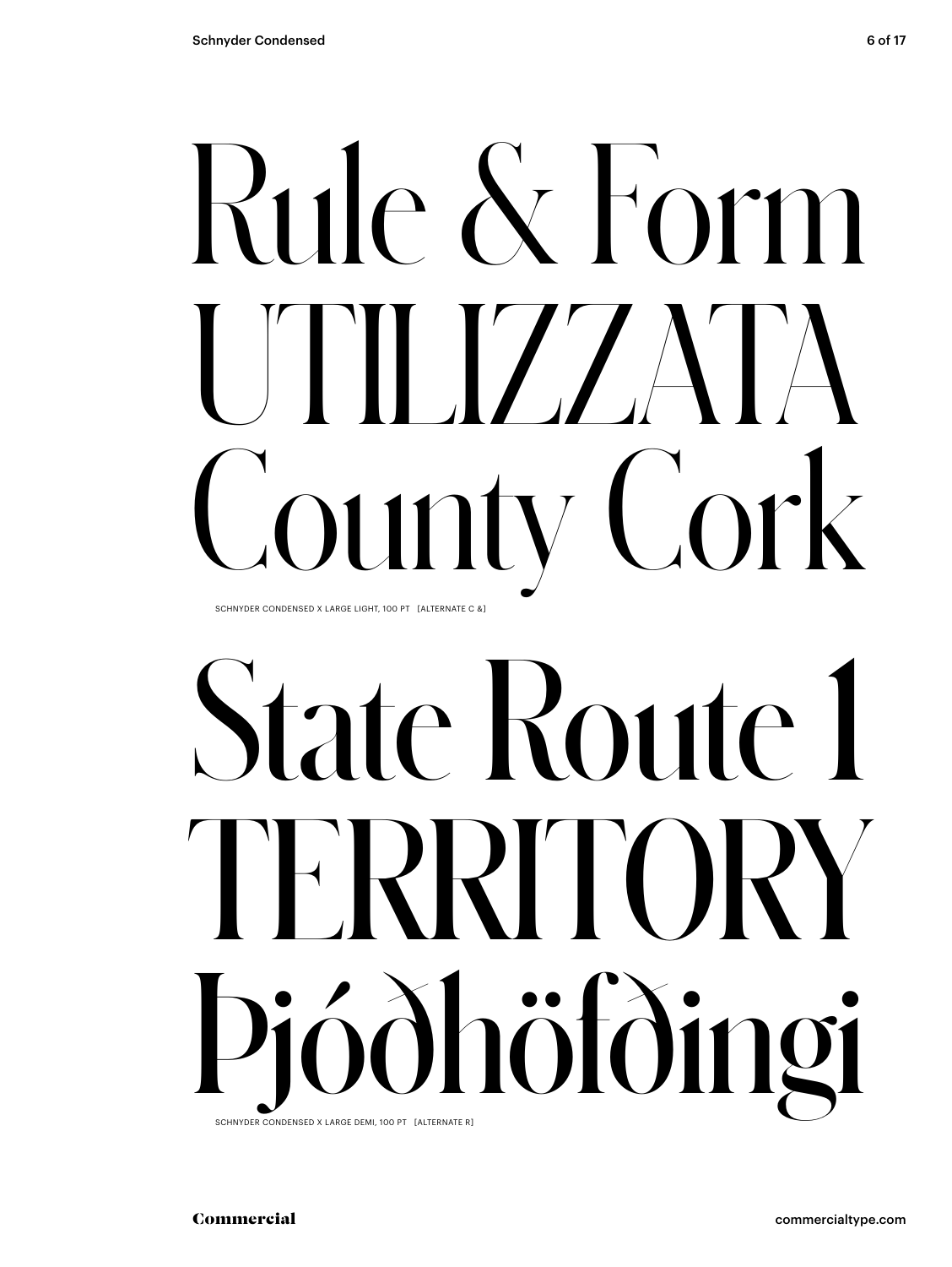# Rule & Form
# UTILIZZATA
# County Cork

SCHNYDER CONDENSED X LARGE LIGHT, 100 PT [ALTERNATE C &]

# State Route 1
# TERRITORY
# Þjóðhöfðingi

SCHNYDER CONDENSED X LARGE DEMI, 100 PT [ALTERNATE R]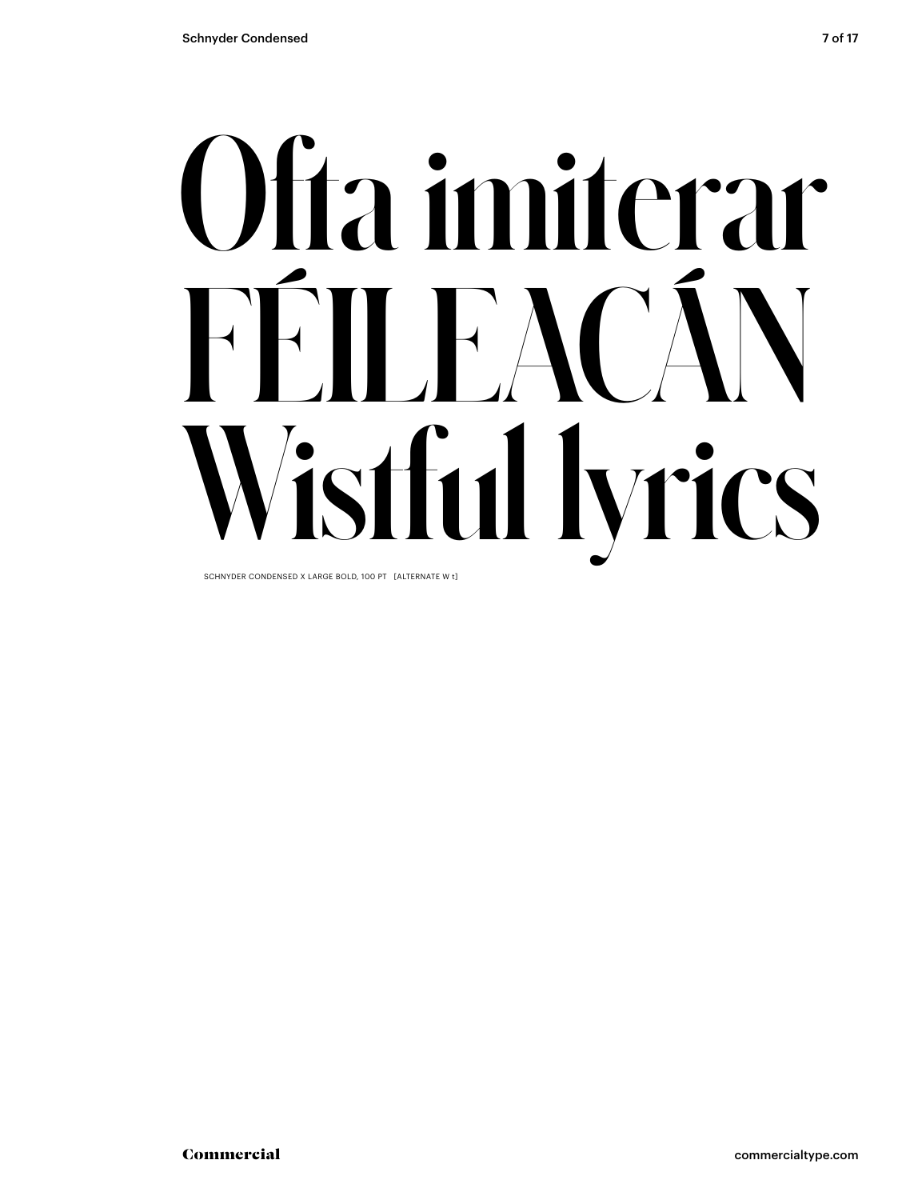# Ofta imiterar FÉILEACÁN Wistful lyrics

SCHNYDER CONDENSED X LARGE BOLD, 100 PT [ALTERNATE W t]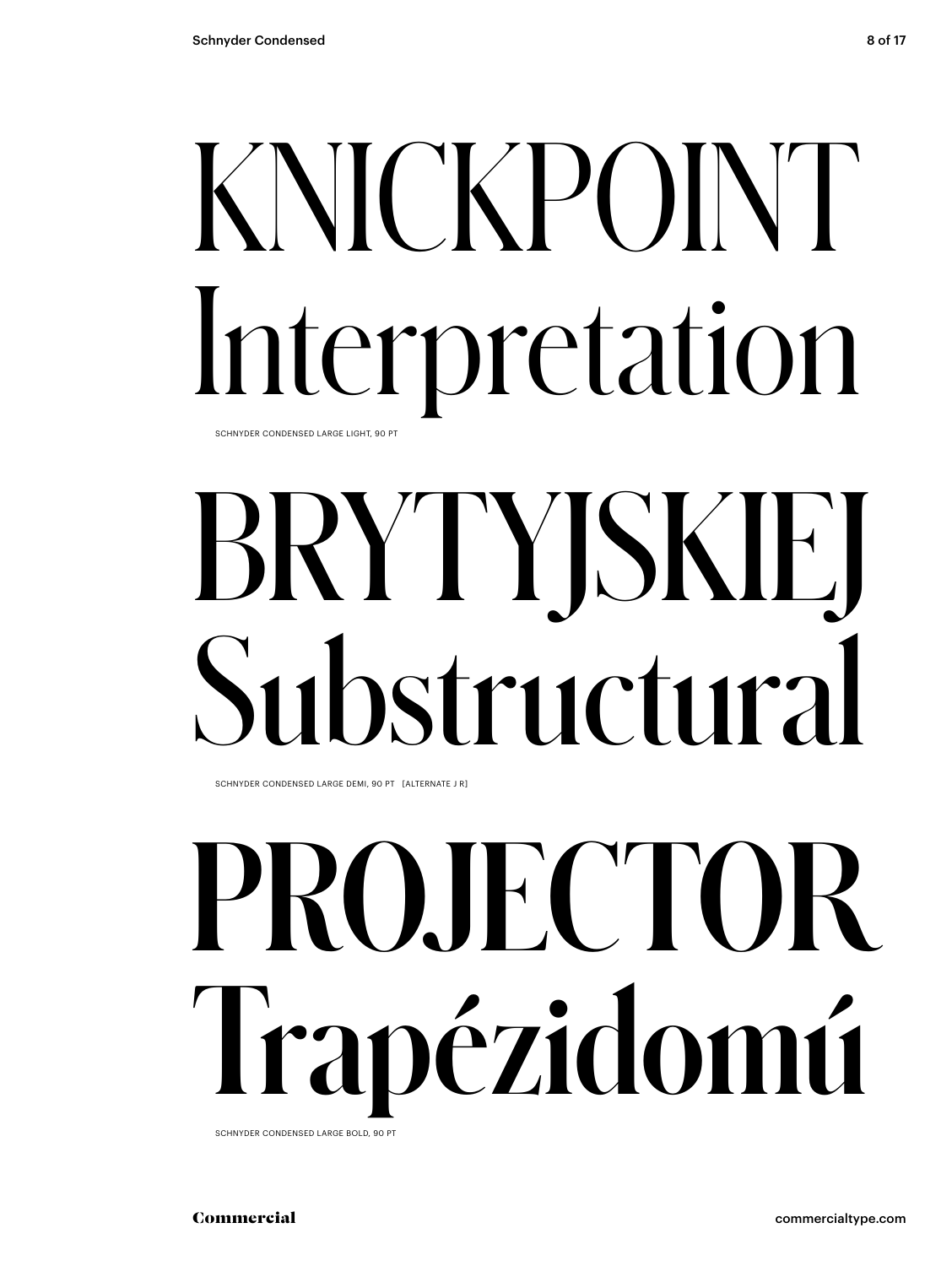# KNICKPOINT Interpretation

SCHNYDER CONDENSED LARGE LIGHT, 90 PT

# BRYTYJSKIEJ Substructural

SCHNYDER CONDENSED LARGE DEMI, 90 PT [ALTERNATE J R]

# PROJECTOR Trapézidomú

SCHNYDER CONDENSED LARGE BOLD, 90 PT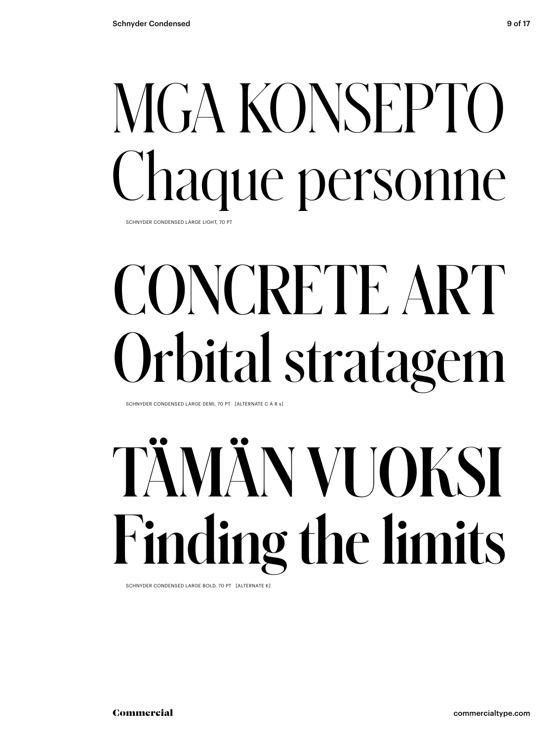# MGA KONSEPTO Chaque personne

SCHNYDER CONDENSED LARGE LIGHT, 70 PT

# CONCRETE ART Orbital stratagem

SCHNYDER CONDENSED LARGE DEMI, 70 PT [ALTERNATE C A R s]

# TÄMÄN VUOKSI Finding the limits

SCHNYDER CONDENSED LARGE BOLD, 70 PT [ALTERNATE K]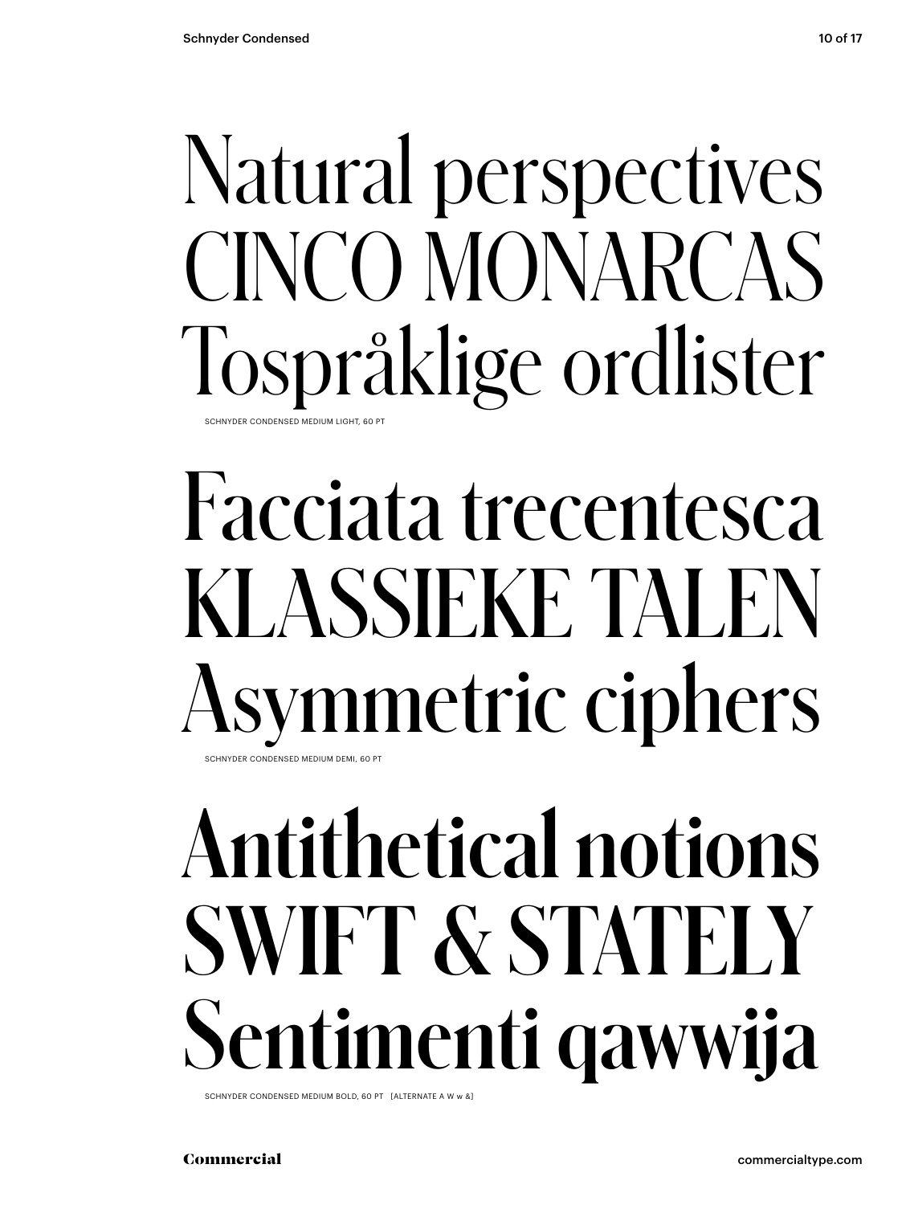Natural perspectives
CINCO MONARCAS
Tospråklige ordlister

SCHNYDER CONDENSED MEDIUM LIGHT, 60 PT

Facciata trecentesca
KLASSIEKE TALEN
Asymmetric ciphers

SCHNYDER CONDENSED MEDIUM DEMI, 60 PT

**Antithetical notions**
**SWIFT & STATELY**
**Sentimenti qawwija**

SCHNYDER CONDENSED MEDIUM BOLD, 60 PT [ALTERNATE A W w &]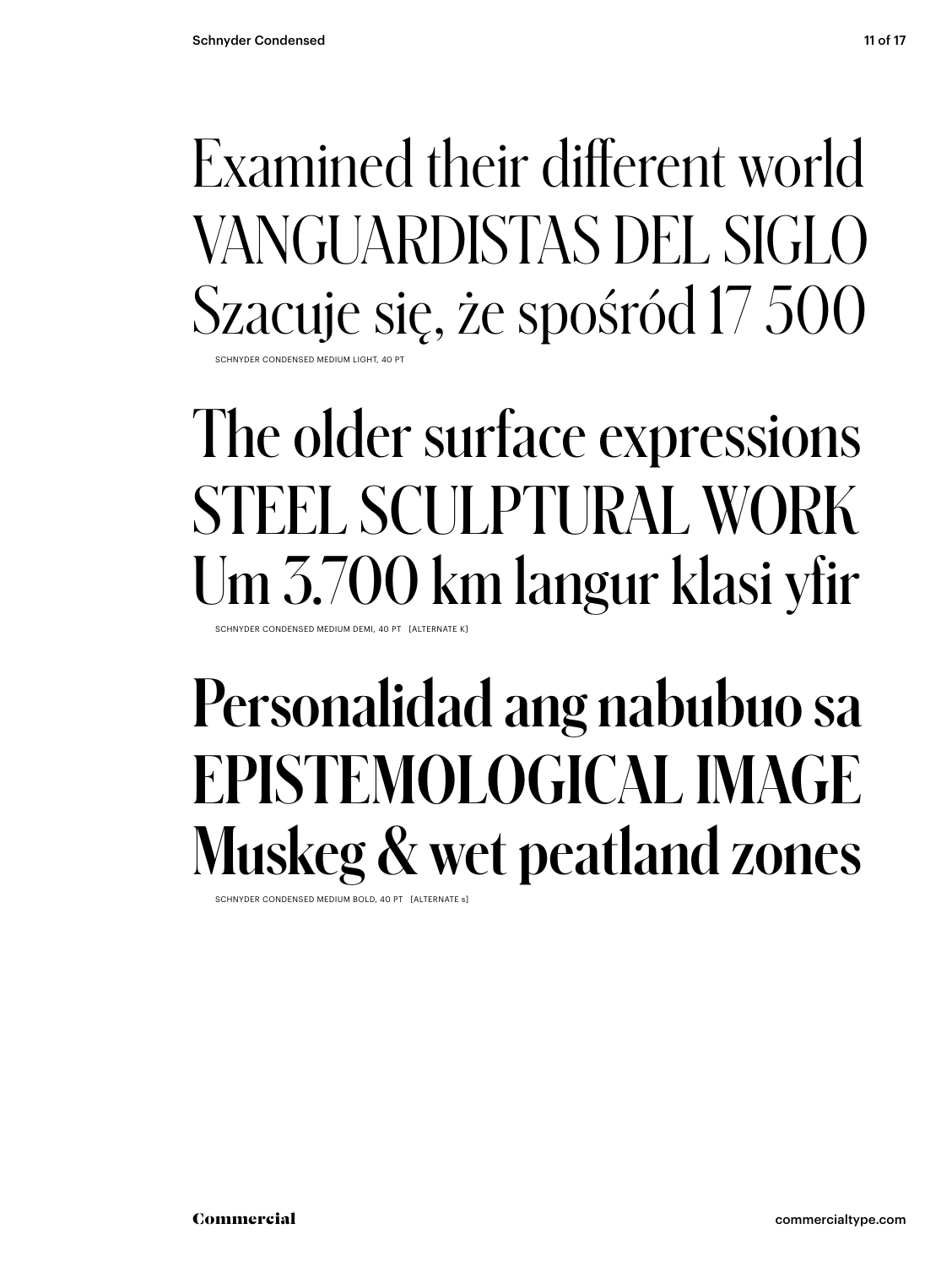Examined their different world
VANGUARDISTAS DEL SIGLO
Szacuje się, że spośród 17 500

SCHNYDER CONDENSED MEDIUM LIGHT, 40 PT

The older surface expressions
STEEL SCULPTURAL WORK
Um 3.700 km langur klasi yfir

SCHNYDER CONDENSED MEDIUM DEMI, 40 PT [ALTERNATE K]

**Personalidad ang nabubuo sa**
**EPISTEMOLOGICAL IMAGE**
**Muskeg & wet peatland zones**

SCHNYDER CONDENSED MEDIUM BOLD, 40 PT [ALTERNATE s]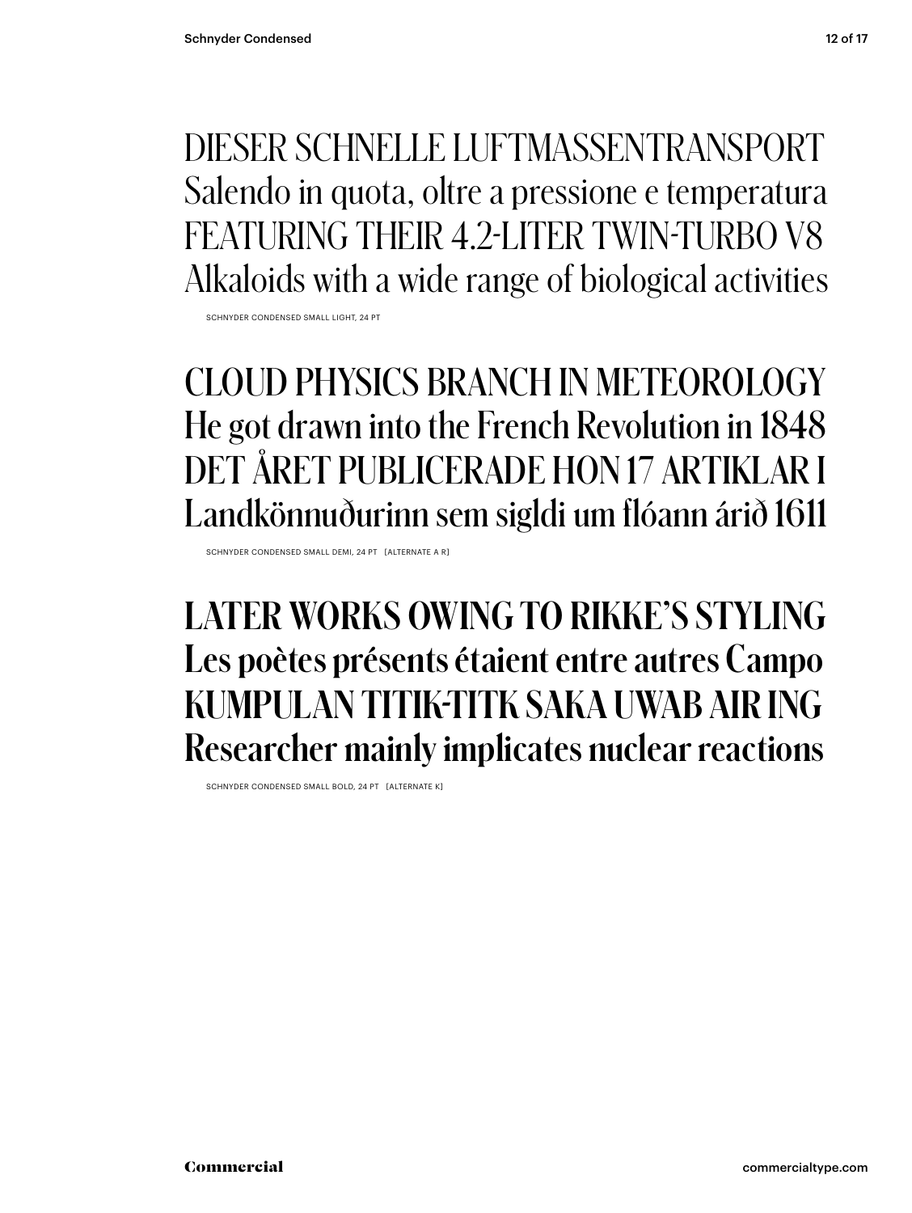DIESER SCHNELLE LUFTMASSENTRANSPORT
Salendo in quota, oltre a pressione e temperatura
FEATURING THEIR 4.2-LITER TWIN-TURBO V8
Alkaloids with a wide range of biological activities

SCHNYDER CONDENSED SMALL LIGHT, 24 PT

CLOUD PHYSICS BRANCH IN METEOROLOGY
He got drawn into the French Revolution in 1848
DET ÅRET PUBLICERADE HON 17 ARTIKLAR I
Landkönnuðurinn sem sigldi um flóann árið 1611

SCHNYDER CONDENSED SMALL DEMI, 24 PT [ALTERNATE A R]

**LATER WORKS OWING TO RIKKE'S STYLING**
**Les poètes présents étaient entre autres Campo**
**KUMPULAN TITIK-TITK SAKA UWAB AIR ING**
**Researcher mainly implicates nuclear reactions**

SCHNYDER CONDENSED SMALL BOLD, 24 PT [ALTERNATE K]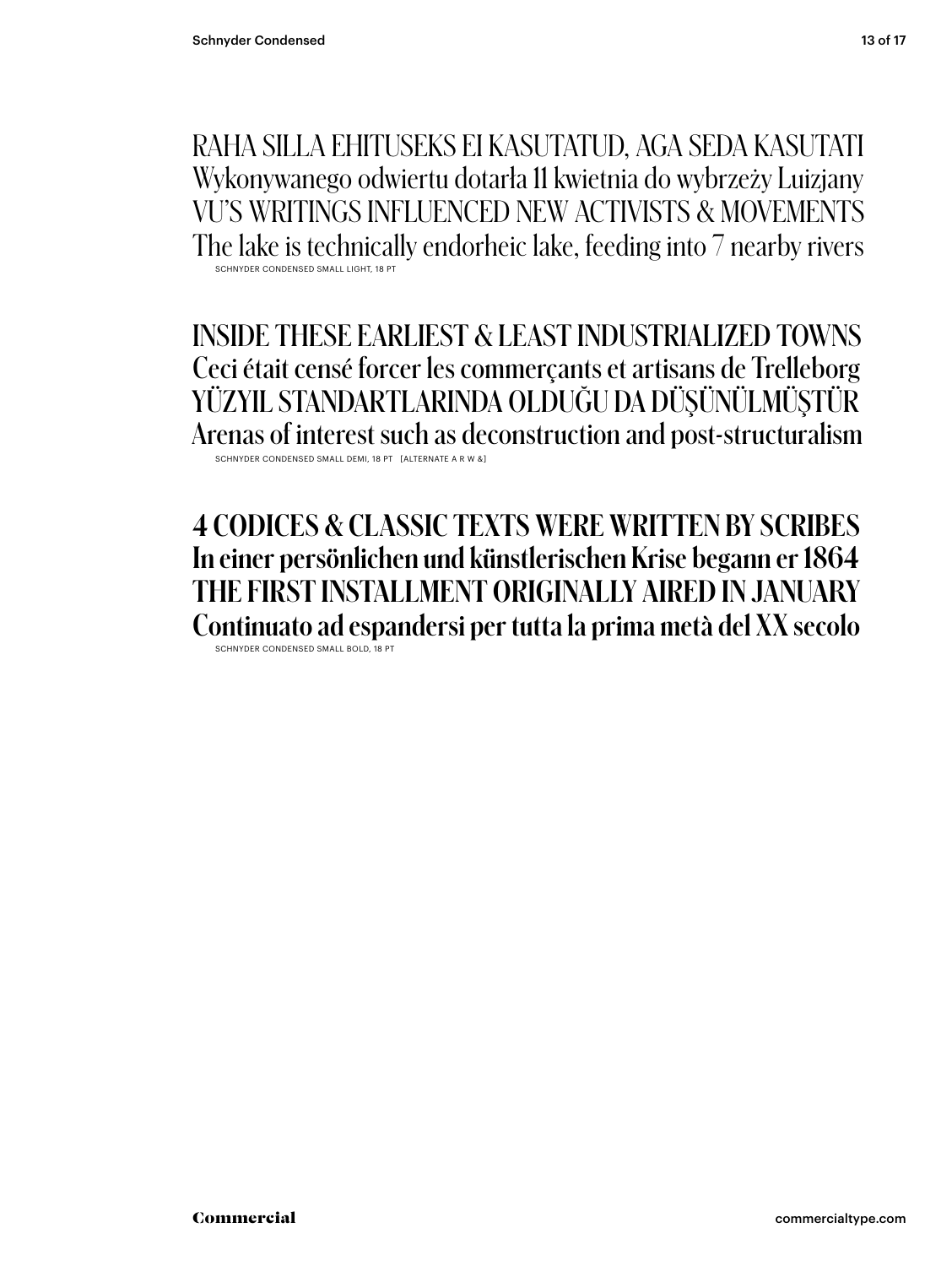RAHA SILLA EHITUSEKS EI KASUTATUD, AGA SEDA KASUTATI
Wykonywanego odwiertu dotarła 11 kwietnia do wybrzeży Luizjany
VU'S WRITINGS INFLUENCED NEW ACTIVISTS & MOVEMENTS
The lake is technically endorheic lake, feeding into 7 nearby rivers

SCHNYDER CONDENSED SMALL LIGHT, 18 PT

INSIDE THESE EARLIEST & LEAST INDUSTRIALIZED TOWNS
Ceci était censé forcer les commerçants et artisans de Trelleborg
YÜZYIL STANDARTLARINDA OLDUĞU DA DÜŞÜNÜLMÜŞTÜR
Arenas of interest such as deconstruction and post-structuralism

SCHNYDER CONDENSED SMALL DEMI, 18 PT [ALTERNATE A R W &]

**4 CODICES & CLASSIC TEXTS WERE WRITTEN BY SCRIBES**
**In einer persönlichen und künstlerischen Krise begann er 1864**
**THE FIRST INSTALLMENT ORIGINALLY AIRED IN JANUARY**
**Continuato ad espandersi per tutta la prima metà del XX secolo**

SCHNYDER CONDENSED SMALL BOLD, 18 PT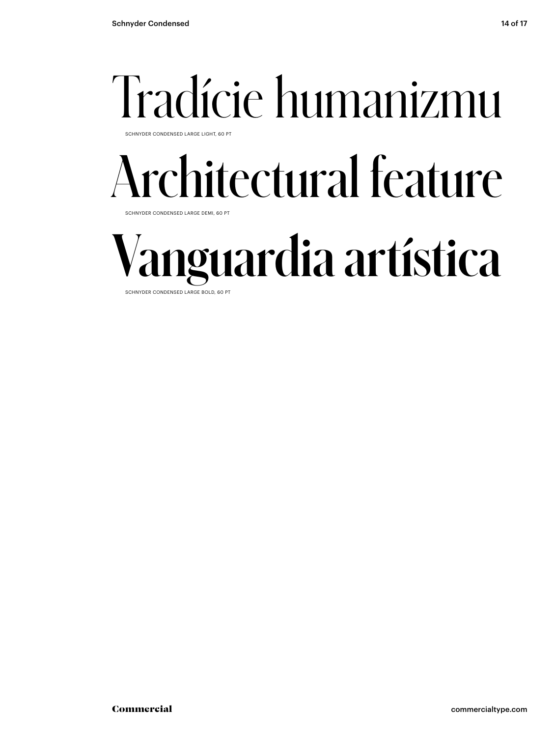# Tradície humanizmu

SCHNYDER CONDENSED LARGE LIGHT, 60 PT

# Architectural feature

SCHNYDER CONDENSED LARGE DEMI, 60 PT

# **Vanguardia artística**

SCHNYDER CONDENSED LARGE BOLD, 60 PT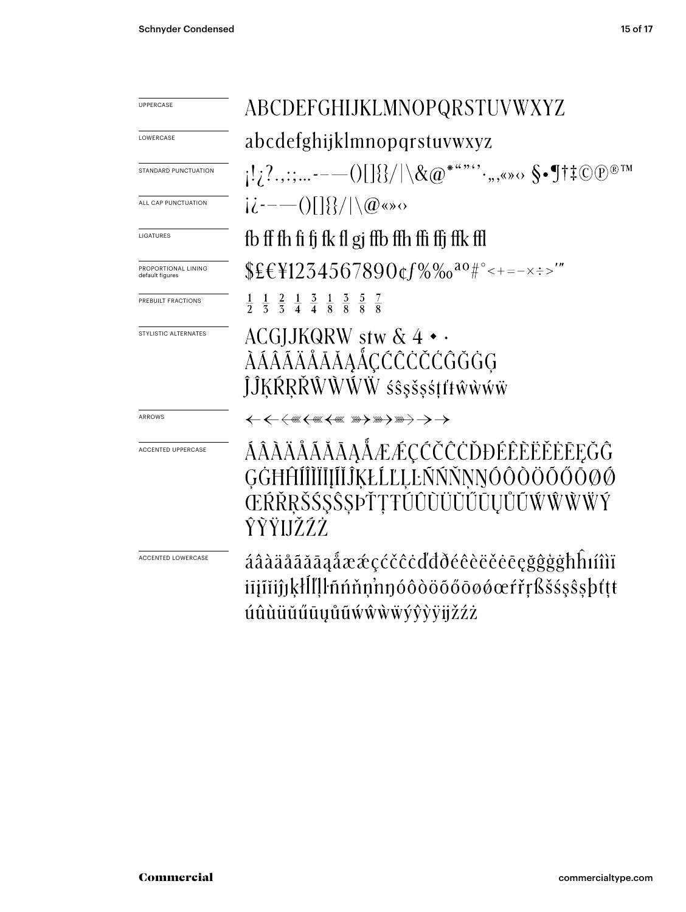| | |
|---|---|
| UPPERCASE | ABCDEFGHIJKLMNOPQRSTUVWXYZ |
| LOWERCASE | abcdefghijklmnopqrstuvwxyz |
| STANDARD PUNCTUATION | ¡!¿?.,:;...-–—()[]{}/\|\&@*""''·‚„«»‹› §•¶†‡©℗®™ |
| ALL CAP PUNCTUATION | ¡¿-–—()[]{}/\|\@«»‹› |
| LIGATURES | fb ff fh fi fj fk fl gj ffb ffh ffi ffj ffk ffl |
| PROPORTIONAL LINING default figures | $£€¥1234567890¢ƒ%‰ªº#°<+=-×÷>′″ |
| PREBUILT FRACTIONS | ½ ⅓ ⅔ ¼ ¾ ⅛ ⅜ ⅝ ⅞ |
| STYLISTIC ALTERNATES | ACGJJKQRW stw & 4 • · ÀÁÂÃÄÅĀĂĄǺÇĆĈĊČĆĜĞĠĢ ĴĴĶŔŖŘŴẀẂẄ śŝşšșśţťŧŵẁẃẅ |
| ARROWS | ←←⟵⟵⟵ ⟶⟶⟶→→ |
| ACCENTED UPPERCASE | ÁÂÀÄÅÃĂĀĄǺÆǼÇĆČĈĊĎĐÉÊÈËĚĖĒĘĞĜĢĠĦĤÍÎÌÏĪĮĨĬĴĶŁĹĽĻĿÑŃŇŅŊÓÔÒÖÕŐŌØǾŒŔŘŖŠŚŞŜȘÞŤŢŦÚÛÙÜŬŰŪŲŮŨẂŴẀẄÝŶỲŸĲŽŹŻ |
| ACCENTED LOWERCASE | áâàäåãăāąǻæǽçćčĉċďđðéêèëěėēęğĝģġħĥıíîìïīįĩĭĵķłĺľļŀñńňņŉŋóôòöõőōøǿœŕřŗßšśşŝșþťţŧúûùüŭűūųůũẃŵẁẅýŷỳÿĳžźż |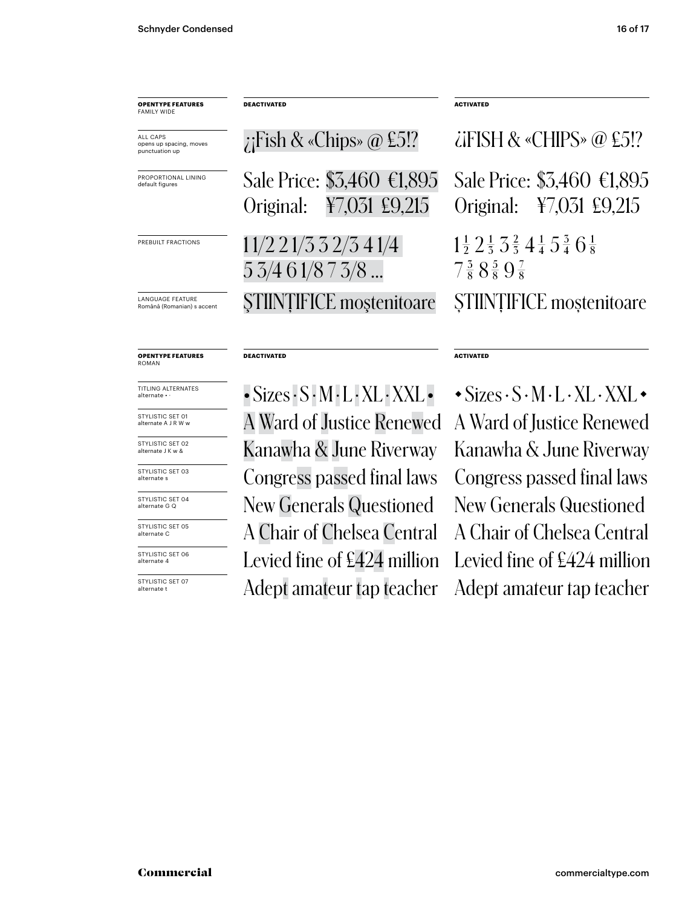| **OPENTYPE FEATURES** FAMILY WIDE | **DEACTIVATED** | **ACTIVATED** |
| --- | --- | --- |
| ALL CAPS opens up spacing, moves punctuation up | ¿¡Fish & «Chips» @ £5!? | ¿¡FISH & «CHIPS» @ £5!? |
| PROPORTIONAL LINING default figures | Sale Price: $3,460 €1,895 Original: ¥7,031 £9,215 | Sale Price: $3,460 €1,895 Original: ¥7,031 £9,215 |
| PREBUILT FRACTIONS | 1 1/2 2 1/3 3 2/3 4 1/4 5 3/4 6 1/8 7 3/8 ... | 1½ 2⅓ 3⅔ 4¼ 5¾ 6⅛ 7⅜ 8⅝ 9⅞ |
| LANGUAGE FEATURE Română (Romanian) s accent | ŞTIINŢIFICE moştenitoare | ȘTIINȚIFICE moștenitoare |

| **OPENTYPE FEATURES** ROMAN | **DEACTIVATED** | **ACTIVATED** |
| --- | --- | --- |
| TITLING ALTERNATES alternate • · | • Sizes · S · M · L · XL · XXL • | ◆ Sizes · S · M · L · XL · XXL ◆ |
| STYLISTIC SET 01 alternate A J R W w | A Ward of Justice Renewed | A Ward of Justice Renewed |
| STYLISTIC SET 02 alternate J K w & | Kanawha & June Riverway | Kanawha & June Riverway |
| STYLISTIC SET 03 alternate s | Congress passed final laws | Congress passed final laws |
| STYLISTIC SET 04 alternate G Q | New Generals Questioned | New Generals Questioned |
| STYLISTIC SET 05 alternate C | A Chair of Chelsea Central | A Chair of Chelsea Central |
| STYLISTIC SET 06 alternate 4 | Levied fine of £424 million | Levied fine of £424 million |
| STYLISTIC SET 07 alternate t | Adept amateur tap teacher | Adept amateur tap teacher |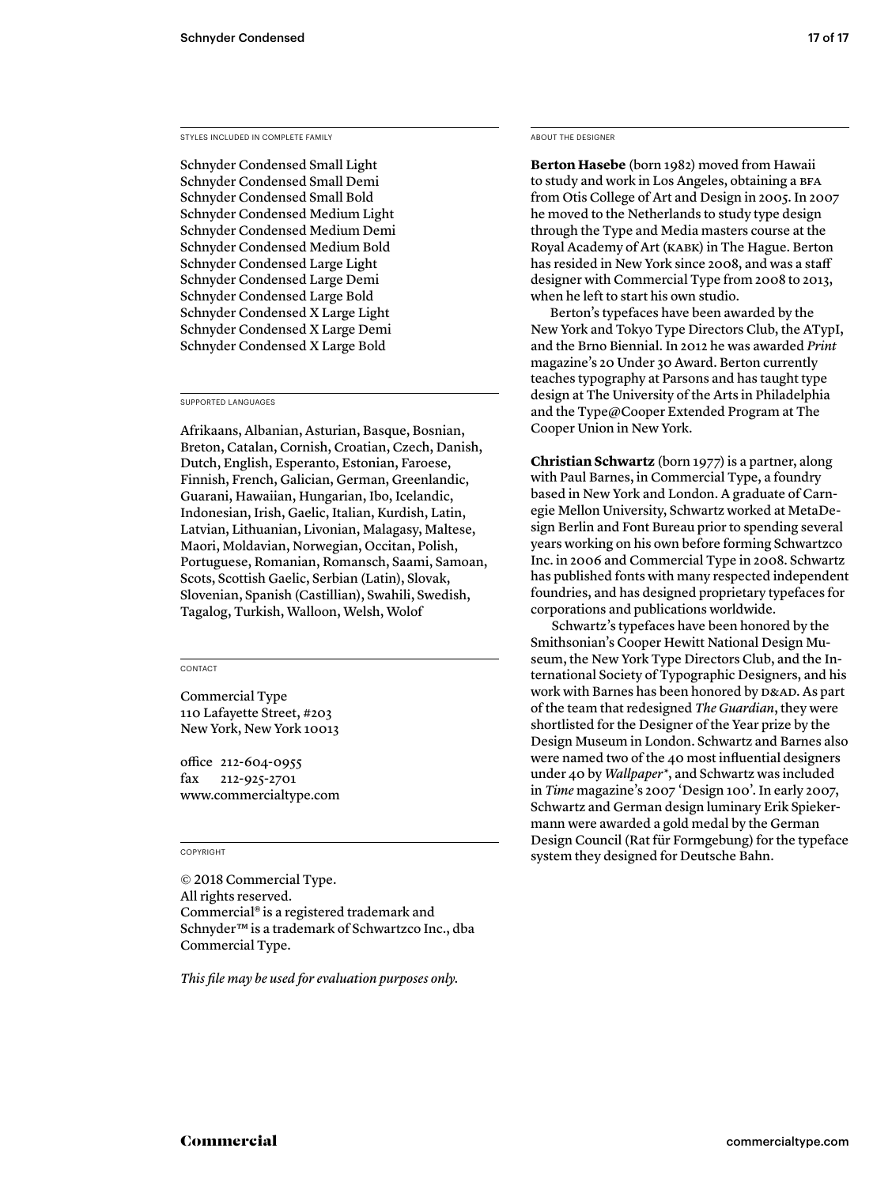## STYLES INCLUDED IN COMPLETE FAMILY

Schnyder Condensed Small Light
Schnyder Condensed Small Demi
Schnyder Condensed Small Bold
Schnyder Condensed Medium Light
Schnyder Condensed Medium Demi
Schnyder Condensed Medium Bold
Schnyder Condensed Large Light
Schnyder Condensed Large Demi
Schnyder Condensed Large Bold
Schnyder Condensed X Large Light
Schnyder Condensed X Large Demi
Schnyder Condensed X Large Bold

## SUPPORTED LANGUAGES

Afrikaans, Albanian, Asturian, Basque, Bosnian, Breton, Catalan, Cornish, Croatian, Czech, Danish, Dutch, English, Esperanto, Estonian, Faroese, Finnish, French, Galician, German, Greenlandic, Guarani, Hawaiian, Hungarian, Ibo, Icelandic, Indonesian, Irish, Gaelic, Italian, Kurdish, Latin, Latvian, Lithuanian, Livonian, Malagasy, Maltese, Maori, Moldavian, Norwegian, Occitan, Polish, Portuguese, Romanian, Romansch, Saami, Samoan, Scots, Scottish Gaelic, Serbian (Latin), Slovak, Slovenian, Spanish (Castillian), Swahili, Swedish, Tagalog, Turkish, Walloon, Welsh, Wolof

## CONTACT

Commercial Type
110 Lafayette Street, #203
New York, New York 10013

office 212-604-0955
fax 212-925-2701
www.commercialtype.com

## COPYRIGHT

© 2018 Commercial Type.
All rights reserved.
Commercial® is a registered trademark and Schnyder™ is a trademark of Schwartzco Inc., dba Commercial Type.

*This file may be used for evaluation purposes only.*

## ABOUT THE DESIGNER

**Berton Hasebe** (born 1982) moved from Hawaii to study and work in Los Angeles, obtaining a BFA from Otis College of Art and Design in 2005. In 2007 he moved to the Netherlands to study type design through the Type and Media masters course at the Royal Academy of Art (KABK) in The Hague. Berton has resided in New York since 2008, and was a staff designer with Commercial Type from 2008 to 2013, when he left to start his own studio.

Berton's typefaces have been awarded by the New York and Tokyo Type Directors Club, the ATypI, and the Brno Biennial. In 2012 he was awarded *Print* magazine's 20 Under 30 Award. Berton currently teaches typography at Parsons and has taught type design at The University of the Arts in Philadelphia and the Type@Cooper Extended Program at The Cooper Union in New York.

**Christian Schwartz** (born 1977) is a partner, along with Paul Barnes, in Commercial Type, a foundry based in New York and London. A graduate of Carnegie Mellon University, Schwartz worked at MetaDesign Berlin and Font Bureau prior to spending several years working on his own before forming Schwartzco Inc. in 2006 and Commercial Type in 2008. Schwartz has published fonts with many respected independent foundries, and has designed proprietary typefaces for corporations and publications worldwide.

Schwartz's typefaces have been honored by the Smithsonian's Cooper Hewitt National Design Museum, the New York Type Directors Club, and the International Society of Typographic Designers, and his work with Barnes has been honored by D&AD. As part of the team that redesigned *The Guardian*, they were shortlisted for the Designer of the Year prize by the Design Museum in London. Schwartz and Barnes also were named two of the 40 most influential designers under 40 by *Wallpaper\**, and Schwartz was included in *Time* magazine's 2007 'Design 100'. In early 2007, Schwartz and German design luminary Erik Spiekermann were awarded a gold medal by the German Design Council (Rat für Formgebung) for the typeface system they designed for Deutsche Bahn.